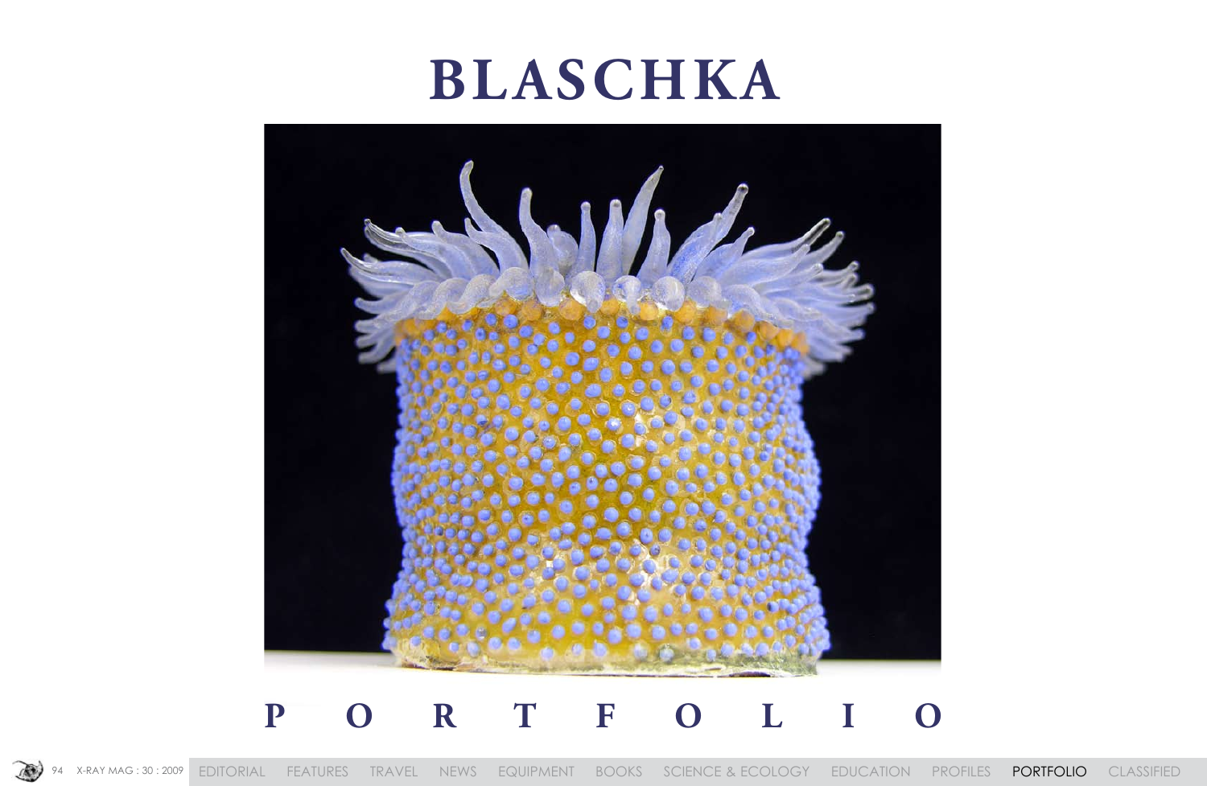# BLASCHKA

# P O R T F O L I O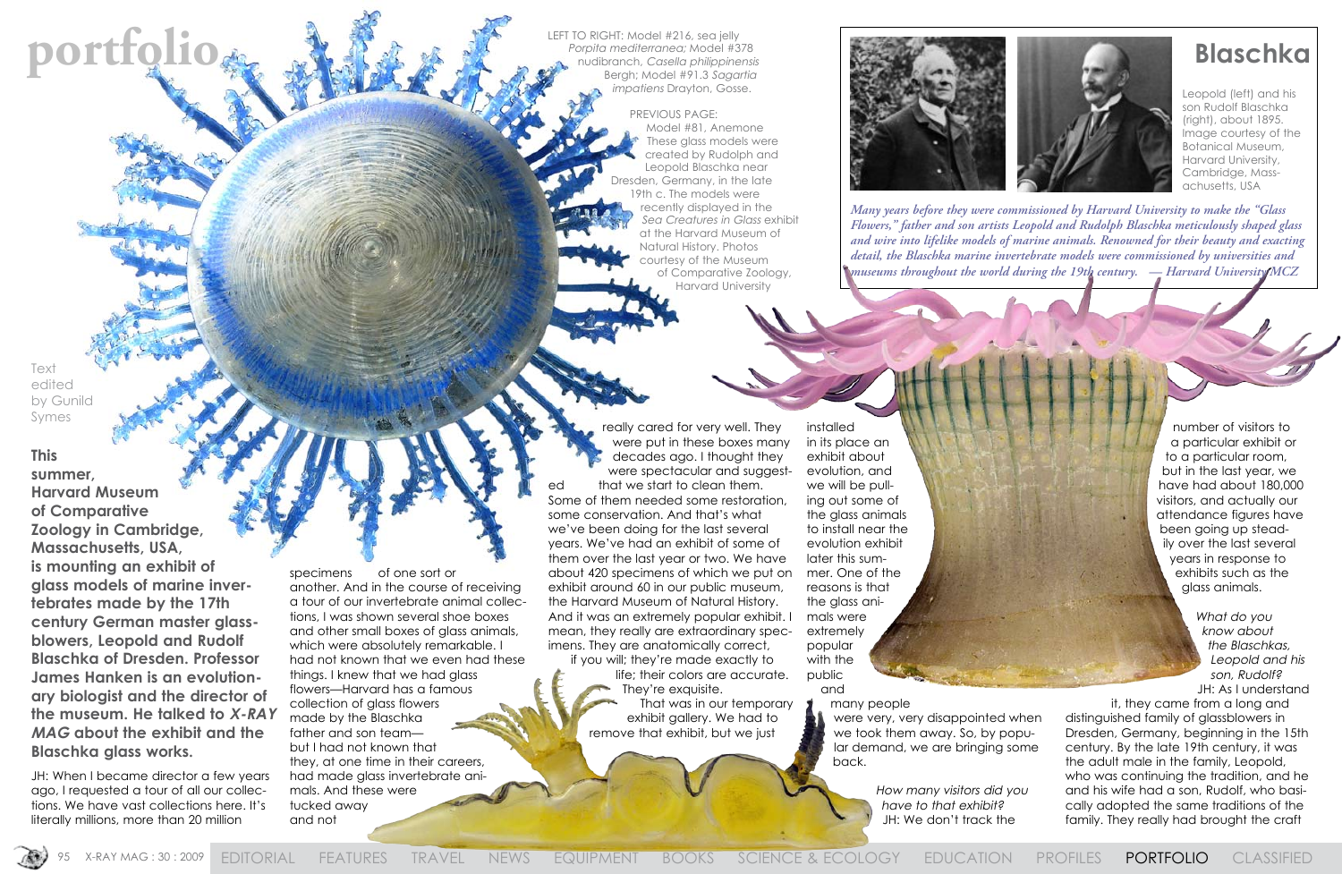# portfolio

LEFT TO RIGHT: Model #216, sea jelly *Porpita mediterranea;* Model #378 nudibranch, *Casella philippinensis* Bergh; Model #91.3 *Sagartia impatiens* Drayton, Gosse.

PREVIOUS PAGE: Model #81, Anemone These glass models were created by Rudolph and Leopold Blaschka near Dresden, Germany, in the late 19th c. The models were recently displayed in the *Sea Creatures in Glass* exhibit at the Harvard Museum of Natural History. Photos courtesy of the Museum of Comparative Zoology, Harvard University

## Blaschka

Leopold (left) and his son Rudolf Blaschka (right), about 1895. Image courtesy of the Botanical Museum, Harvard University, Cambridge, Massachusetts, USA

*Many years before they were commissioned by Harvard University to make the "Glass Flowers," father and son artists Leopold and Rudolph Blaschka meticulously shaped glass and wire into lifelike models of marine animals. Renowned for their beauty and exacting detail, the Blaschka marine invertebrate models were commissioned by universities and museums throughout the world during the 19th century. — Harvard University MCZ*

Text edited by Gunild Symes

**This summer, Harvard Museum of Comparative Zoology in Cambridge, Massachusetts, USA, is mounting an exhibit of glass models of marine invertebrates made by the 17th century German master glassblowers, Leopold and Rudolf Blaschka of Dresden. Professor James Hanken is an evolutionary biologist and the director of the museum. He talked to *X-RAY MAG* about the exhibit and the Blaschka glass works.**

JH: When I became director a few years ago, I requested a tour of all our collections. We have vast collections here. It's literally millions, more than 20 million specimens of one sort or another. And in the course of receiving a tour of our invertebrate animal collections, I was shown several shoe boxes and other small boxes of glass animals, which were absolutely remarkable. I had not known that we even had these things. I knew that we had glass flowers—Harvard has a famous collection of glass flowers made by the Blaschka father and son team—but I had not known that they, at one time in their careers, had made glass invertebrate animals. And these were tucked away and not really cared for very well. They were put in these boxes many decades ago. I thought they were spectacular and suggested that we start to clean them. Some of them needed some restoration, some conservation. And that's what we've been doing for the last several years. We've had an exhibit of some of them over the last year or two. We have about 420 specimens of which we put on exhibit around 60 in our public museum, the Harvard Museum of Natural History. And it was an extremely popular exhibit. I mean, they really are extraordinary specimens. They are anatomically correct, if you will; they're made exactly to life; their colors are accurate. They're exquisite.

That was in our temporary exhibit gallery. We had to remove that exhibit, but we just installed in its place an exhibit about evolution, and we will be pulling out some of the glass animals to install near the evolution exhibit later this summer. One of the reasons is that the glass animals were extremely popular with the public and many people were very, very disappointed when we took them away. So, by popular demand, we are bringing some back.

*How many visitors did you have to that exhibit?*

JH: We don't track the number of visitors to a particular exhibit or to a particular room, but in the last year, we have had about 180,000 visitors, and actually our attendance figures have been going up steadily over the last several years in response to exhibits such as the glass animals.

*What do you know about the Blaschkas, Leopold and his son, Rudolf?*

JH: As I understand it, they came from a long and distinguished family of glassblowers in Dresden, Germany, beginning in the 15th century. By the late 19th century, it was the adult male in the family, Leopold, who was continuing the tradition, and he and his wife had a son, Rudolf, who basically adopted the same traditions of the family. They really had brought the craft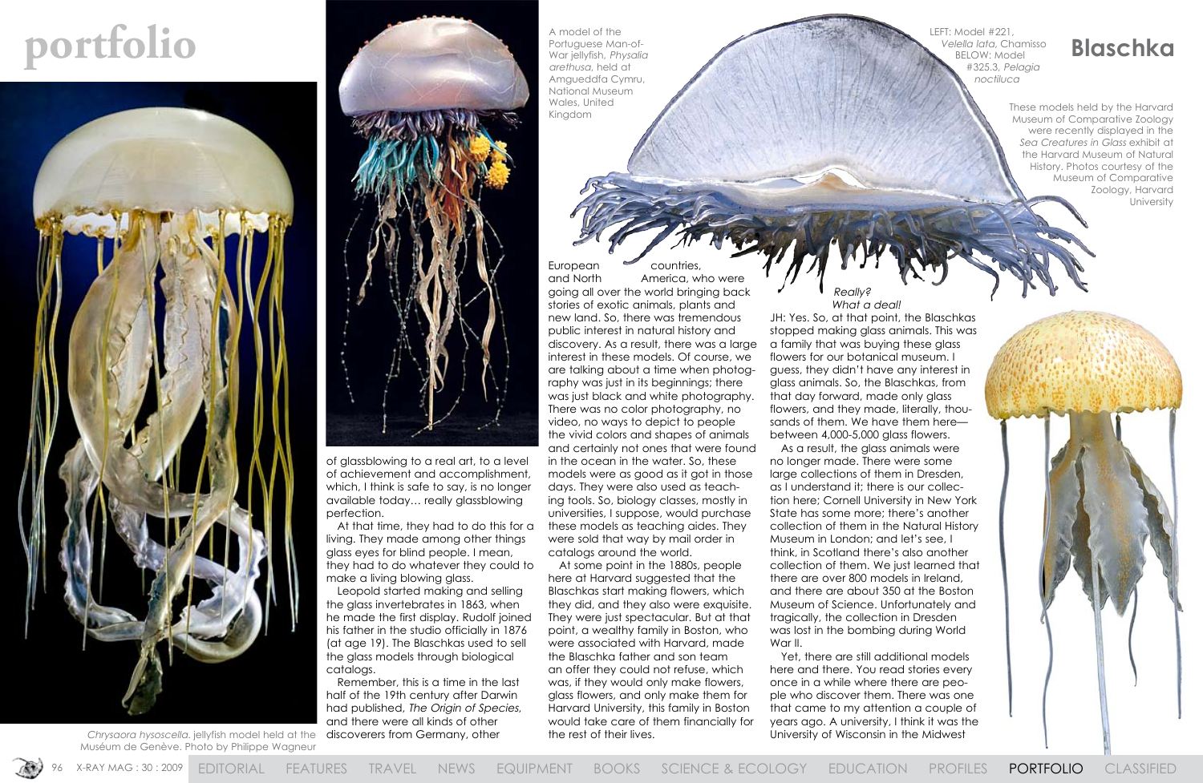# portfolio

# Blaschka

*Chrysaora hysoscella*. jellyfish model held at the Muséum de Genève. Photo by Philippe Wagneur

A model of the Portuguese Man-of-War jellyfish, *Physalia arethusa*, held at Amgueddfa Cymru, National Museum Wales, United Kingdom

LEFT: Model #221, *Velella lata*, Chamisso BELOW: Model #325.3, *Pelagia noctiluca*

These models held by the Harvard Museum of Comparative Zoology were recently displayed in the *Sea Creatures in Glass* exhibit at the Harvard Museum of Natural History. Photos courtesy of the Museum of Comparative Zoology, Harvard University

of glassblowing to a real art, to a level of achievement and accomplishment, which, I think is safe to say, is no longer available today… really glassblowing perfection.

At that time, they had to do this for a living. They made among other things glass eyes for blind people. I mean, they had to do whatever they could to make a living blowing glass.

Leopold started making and selling the glass invertebrates in 1863, when he made the first display. Rudolf joined his father in the studio officially in 1876 (at age 19). The Blaschkas used to sell the glass models through biological catalogs.

Remember, this is a time in the last half of the 19th century after Darwin had published, *The Origin of Species*, and there were all kinds of other discoverers from Germany, other European countries, and North America, who were going all over the world bringing back stories of exotic animals, plants and new land. So, there was tremendous public interest in natural history and discovery. As a result, there was a large interest in these models. Of course, we are talking about a time when photography was just in its beginnings; there was just black and white photography. There was no color photography, no video, no ways to depict to people the vivid colors and shapes of animals and certainly not ones that were found in the ocean in the water. So, these models were as good as it got in those days. They were also used as teaching tools. So, biology classes, mostly in universities, I suppose, would purchase these models as teaching aides. They were sold that way by mail order in catalogs around the world.

At some point in the 1880s, people here at Harvard suggested that the Blaschkas start making flowers, which they did, and they also were exquisite. They were just spectacular. But at that point, a wealthy family in Boston, who were associated with Harvard, made the Blaschka father and son team an offer they could not refuse, which was, if they would only make flowers, glass flowers, and only make them for Harvard University, this family in Boston would take care of them financially for the rest of their lives.

*Really? What a deal!*

JH: Yes. So, at that point, the Blaschkas stopped making glass animals. This was a family that was buying these glass flowers for our botanical museum. I guess, they didn't have any interest in glass animals. So, the Blaschkas, from that day forward, made only glass flowers, and they made, literally, thousands of them. We have them here—between 4,000-5,000 glass flowers.

As a result, the glass animals were no longer made. There were some large collections of them in Dresden, as I understand it; there is our collection here; Cornell University in New York State has some more; there's another collection of them in the Natural History Museum in London; and let's see, I think, in Scotland there's also another collection of them. We just learned that there are over 800 models in Ireland, and there are about 350 at the Boston Museum of Science. Unfortunately and tragically, the collection in Dresden was lost in the bombing during World War II.

Yet, there are still additional models here and there. You read stories every once in a while where there are people who discover them. There was one that came to my attention a couple of years ago. A university, I think it was the University of Wisconsin in the Midwest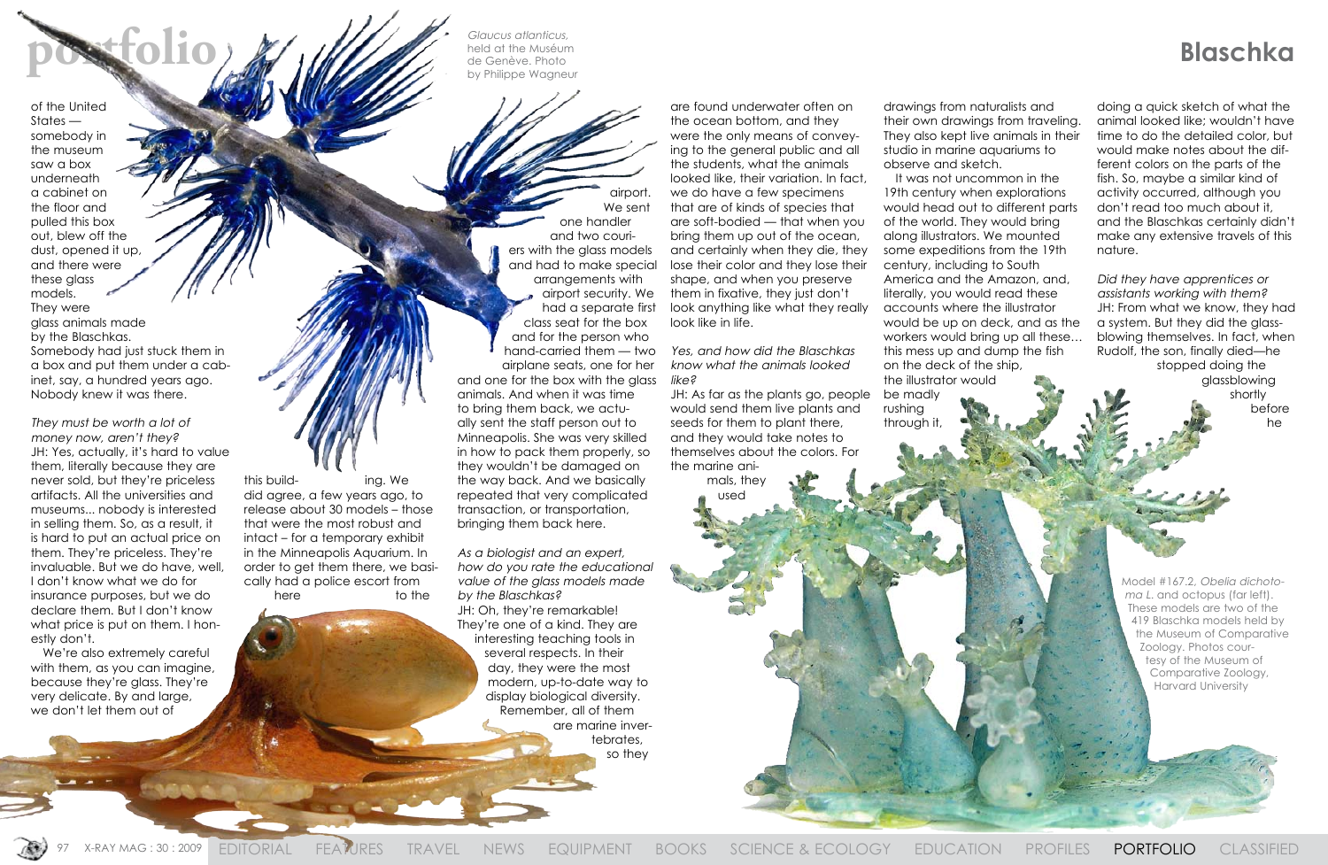*Glaucus atlanticus, held at the Muséum de Genève. Photo by Philippe Wagneur*

of the United States — somebody in the museum saw a box underneath a cabinet on the floor and pulled this box out, blew off the dust, opened it up, and there were these glass models. They were glass animals made by the Blaschkas. Somebody had just stuck them in a box and put them under a cabinet, say, a hundred years ago. Nobody knew it was there.

*They must be worth a lot of money now, aren't they?*
JH: Yes, actually, it's hard to value them, literally because they are never sold, but they're priceless artifacts. All the universities and museums... nobody is interested in selling them. So, as a result, it is hard to put an actual price on them. They're priceless. They're invaluable. But we do have, well, I don't know what we do for insurance purposes, but we do declare them. But I don't know what price is put on them. I honestly don't.

We're also extremely careful with them, as you can imagine, because they're glass. They're very delicate. By and large, we don't let them out of this building. We did agree, a few years ago, to release about 30 models – those that were the most robust and intact – for a temporary exhibit in the Minneapolis Aquarium. In order to get them there, we basically had a police escort from here to the airport. We sent one handler and two couriers with the glass models and had to make special arrangements with airport security. We had a separate first class seat for the box and for the person who hand-carried them — two airplane seats, one for her and one for the box with the glass animals. And when it was time to bring them back, we actually sent the staff person out to Minneapolis. She was very skilled in how to pack them properly, so they wouldn't be damaged on the way back. And we basically repeated that very complicated transaction, or transportation, bringing them back here.

*As a biologist and an expert, how do you rate the educational value of the glass models made by the Blaschkas?*
JH: Oh, they're remarkable! They're one of a kind. They are interesting teaching tools in several respects. In their day, they were the most modern, up-to-date way to display biological diversity. Remember, all of them are marine invertebrates, so they are found underwater often on the ocean bottom, and they were the only means of conveying to the general public and all the students, what the animals looked like, their variation. In fact, we do have a few specimens that are of kinds of species that are soft-bodied — that when you bring them up out of the ocean, and certainly when they die, they lose their color and they lose their shape, and when you preserve them in fixative, they just don't look anything like what they really look like in life.

*Yes, and how did the Blaschkas know what the animals looked like?*
JH: As far as the plants go, people would send them live plants and seeds for them to plant there, and they would take notes to themselves about the colors. For the marine animals, they used drawings from naturalists and their own drawings from traveling. They also kept live animals in their studio in marine aquariums to observe and sketch.

It was not uncommon in the 19th century when explorations would head out to different parts of the world. They would bring along illustrators. We mounted some expeditions from the 19th century, including to South America and the Amazon, and, literally, you would read these accounts where the illustrator would be up on deck, and as the workers would bring up all these… this mess up and dump the fish on the deck of the ship, the illustrator would be madly rushing through it, doing a quick sketch of what the animal looked like; wouldn't have time to do the detailed color, but would make notes about the different colors on the parts of the fish. So, maybe a similar kind of activity occurred, although you don't read too much about it, and the Blaschkas certainly didn't make any extensive travels of this nature.

*Did they have apprentices or assistants working with them?*
JH: From what we know, they had a system. But they did the glass-blowing themselves. In fact, when Rudolf, the son, finally died—he stopped doing the glassblowing shortly before he

Model #167.2, *Obelia dichotoma L.* and octopus (far left). These models are two of the 419 Blaschka models held by the Museum of Comparative Zoology. Photos courtesy of the Museum of Comparative Zoology, Harvard University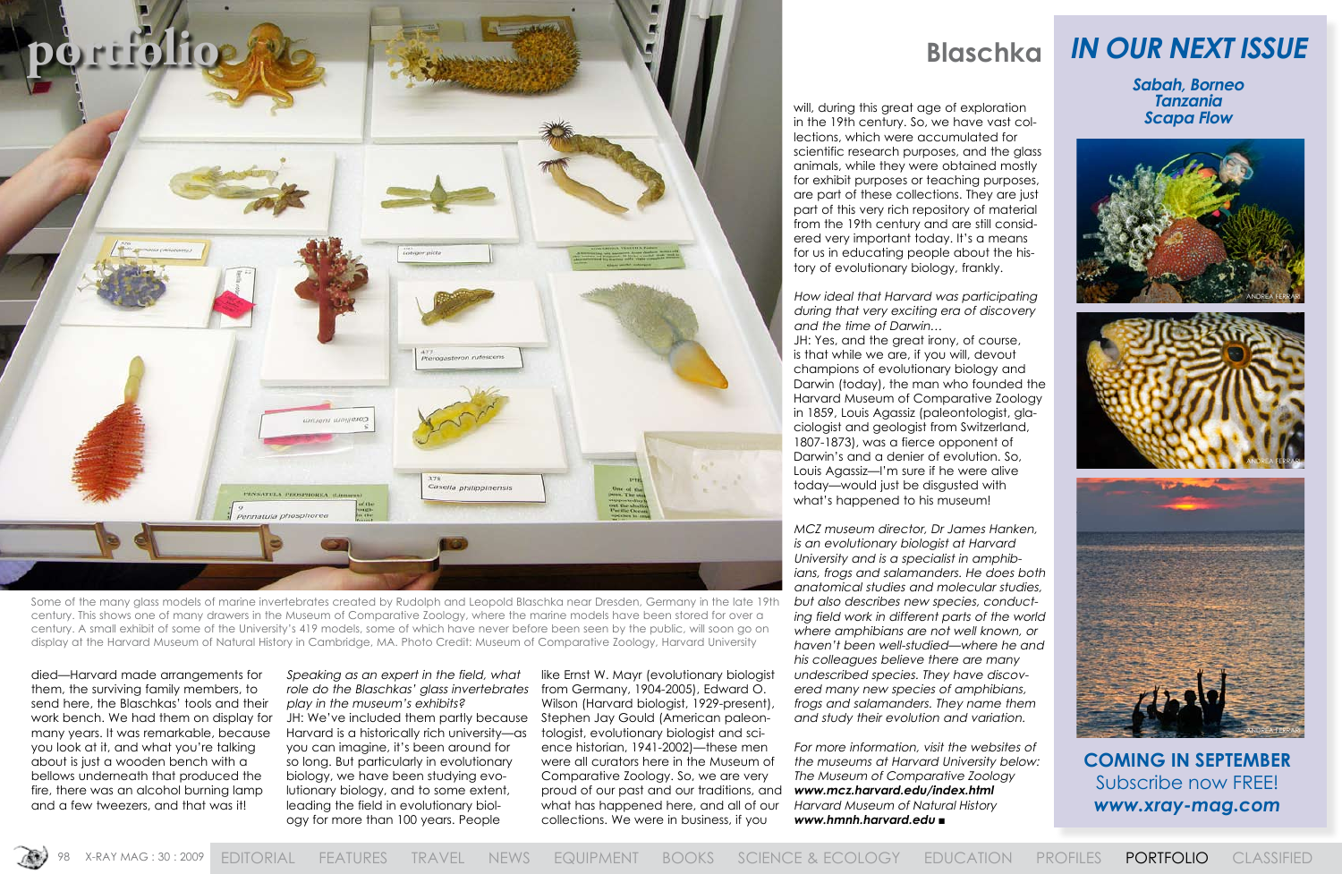# Blaschka

Some of the many glass models of marine invertebrates created by Rudolph and Leopold Blaschka near Dresden, Germany in the late 19th century. This shows one of many drawers in the Museum of Comparative Zoology, where the marine models have been stored for over a century. A small exhibit of some of the University's 419 models, some of which have never before been seen by the public, will soon go on display at the Harvard Museum of Natural History in Cambridge, MA. Photo Credit: Museum of Comparative Zoology, Harvard University

died—Harvard made arrangements for them, the surviving family members, to send here, the Blaschkas' tools and their work bench. We had them on display for many years. It was remarkable, because you look at it, and what you're talking about is just a wooden bench with a bellows underneath that produced the fire, there was an alcohol burning lamp and a few tweezers, and that was it!

*Speaking as an expert in the field, what role do the Blaschkas' glass invertebrates play in the museum's exhibits?*

JH: We've included them partly because Harvard is a historically rich university—as you can imagine, it's been around for so long. But particularly in evolutionary biology, we have been studying evolutionary biology, and to some extent, leading the field in evolutionary biology for more than 100 years. People like Ernst W. Mayr (evolutionary biologist from Germany, 1904-2005), Edward O. Wilson (Harvard biologist, 1929-present), Stephen Jay Gould (American paleontologist, evolutionary biologist and science historian, 1941-2002)—these men were all curators here in the Museum of Comparative Zoology. So, we are very proud of our past and our traditions, and what has happened here, and all of our collections. We were in business, if you will, during this great age of exploration in the 19th century. So, we have vast collections, which were accumulated for scientific research purposes, and the glass animals, while they were obtained mostly for exhibit purposes or teaching purposes, are part of these collections. They are just part of this very rich repository of material from the 19th century and are still considered very important today. It's a means for us in educating people about the history of evolutionary biology, frankly.

*How ideal that Harvard was participating during that very exciting era of discovery and the time of Darwin…*

JH: Yes, and the great irony, of course, is that while we are, if you will, devout champions of evolutionary biology and Darwin (today), the man who founded the Harvard Museum of Comparative Zoology in 1859, Louis Agassiz (paleontologist, glaciologist and geologist from Switzerland, 1807-1873), was a fierce opponent of Darwin's and a denier of evolution. So, Louis Agassiz—I'm sure if he were alive today—would just be disgusted with what's happened to his museum!

*MCZ museum director, Dr James Hanken, is an evolutionary biologist at Harvard University and is a specialist in amphibians, frogs and salamanders. He does both anatomical studies and molecular studies, but also describes new species, conducting field work in different parts of the world where amphibians are not well known, or haven't been well-studied—where he and his colleagues believe there are many undescribed species. They have discovered many new species of amphibians, frogs and salamanders. They name them and study their evolution and variation.*

*For more information, visit the websites of the museums at Harvard University below:*
*The Museum of Comparative Zoology*
***www.mcz.harvard.edu/index.html***
*Harvard Museum of Natural History*
***www.hmnh.harvard.edu*** ■

## IN OUR NEXT ISSUE

***Sabah, Borneo***
***Tanzania***
***Scapa Flow***

ANDREA FERRARI

ANDREA FERRARI

ANDREA FERRARI

**COMING IN SEPTEMBER**
Subscribe now FREE!
***www.xray-mag.com***